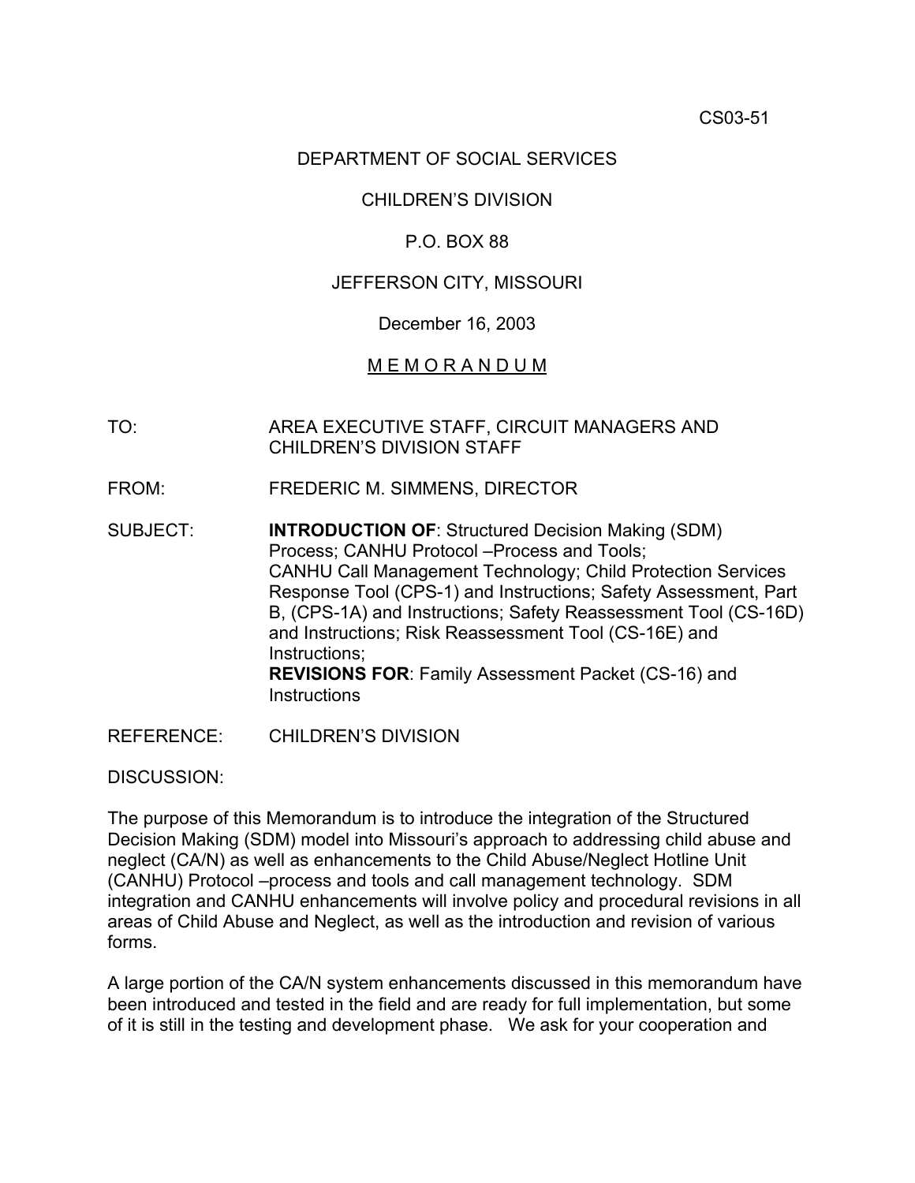CS03-51

DEPARTMENT OF SOCIAL SERVICES

CHILDREN'S DIVISION

P.O. BOX 88

JEFFERSON CITY, MISSOURI

December 16, 2003

M E M O R A N D U M

TO: AREA EXECUTIVE STAFF, CIRCUIT MANAGERS AND CHILDREN'S DIVISION STAFF

FROM: FREDERIC M. SIMMENS, DIRECTOR

SUBJECT: **INTRODUCTION OF**: Structured Decision Making (SDM) Process; CANHU Protocol –Process and Tools; CANHU Call Management Technology; Child Protection Services Response Tool (CPS-1) and Instructions; Safety Assessment, Part B, (CPS-1A) and Instructions; Safety Reassessment Tool (CS-16D) and Instructions; Risk Reassessment Tool (CS-16E) and Instructions;
**REVISIONS FOR**: Family Assessment Packet (CS-16) and Instructions

REFERENCE: CHILDREN'S DIVISION

DISCUSSION:

The purpose of this Memorandum is to introduce the integration of the Structured Decision Making (SDM) model into Missouri's approach to addressing child abuse and neglect (CA/N) as well as enhancements to the Child Abuse/Neglect Hotline Unit (CANHU) Protocol –process and tools and call management technology. SDM integration and CANHU enhancements will involve policy and procedural revisions in all areas of Child Abuse and Neglect, as well as the introduction and revision of various forms.

A large portion of the CA/N system enhancements discussed in this memorandum have been introduced and tested in the field and are ready for full implementation, but some of it is still in the testing and development phase. We ask for your cooperation and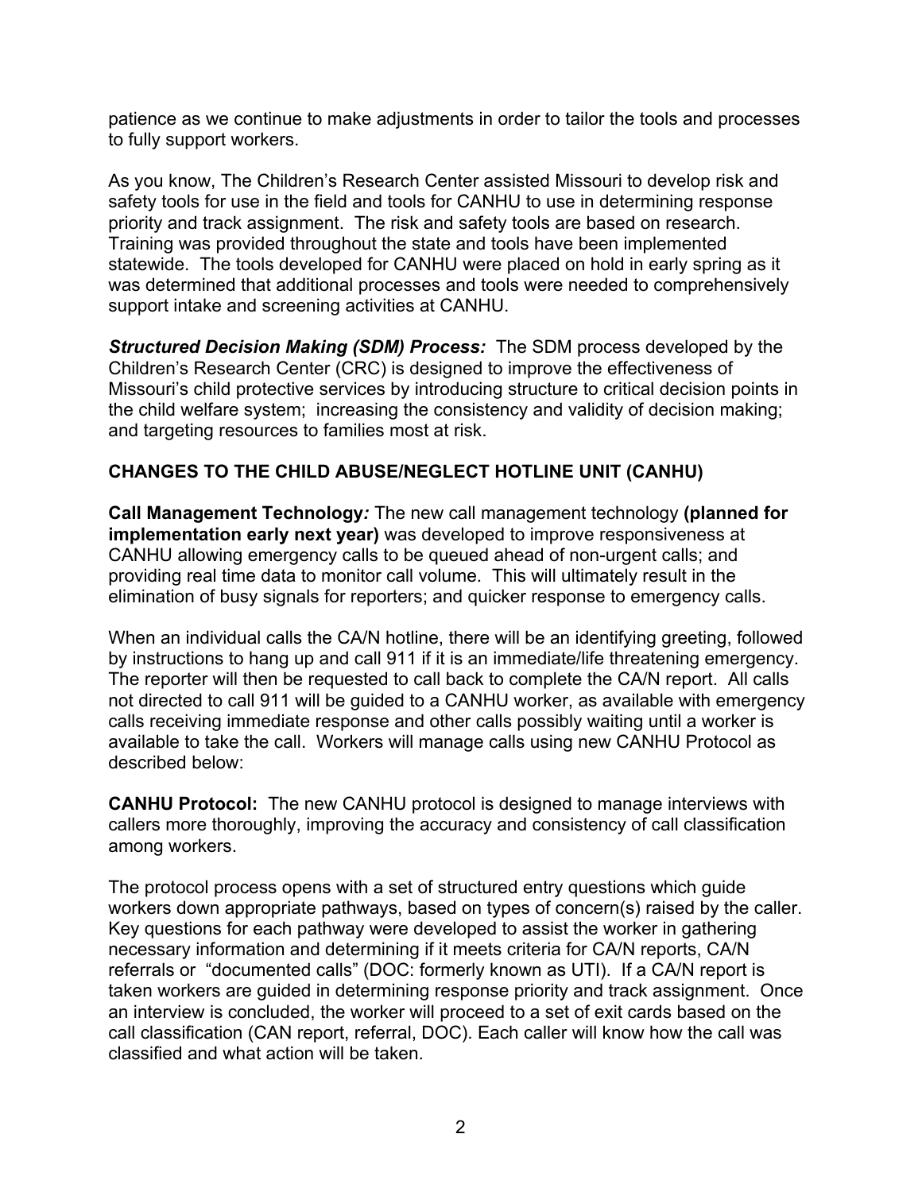patience as we continue to make adjustments in order to tailor the tools and processes to fully support workers.

As you know, The Children's Research Center assisted Missouri to develop risk and safety tools for use in the field and tools for CANHU to use in determining response priority and track assignment. The risk and safety tools are based on research. Training was provided throughout the state and tools have been implemented statewide. The tools developed for CANHU were placed on hold in early spring as it was determined that additional processes and tools were needed to comprehensively support intake and screening activities at CANHU.

***Structured Decision Making (SDM) Process:*** The SDM process developed by the Children's Research Center (CRC) is designed to improve the effectiveness of Missouri's child protective services by introducing structure to critical decision points in the child welfare system; increasing the consistency and validity of decision making; and targeting resources to families most at risk.

**CHANGES TO THE CHILD ABUSE/NEGLECT HOTLINE UNIT (CANHU)**

**Call Management Technology*:*** The new call management technology **(planned for implementation early next year)** was developed to improve responsiveness at CANHU allowing emergency calls to be queued ahead of non-urgent calls; and providing real time data to monitor call volume. This will ultimately result in the elimination of busy signals for reporters; and quicker response to emergency calls.

When an individual calls the CA/N hotline, there will be an identifying greeting, followed by instructions to hang up and call 911 if it is an immediate/life threatening emergency. The reporter will then be requested to call back to complete the CA/N report. All calls not directed to call 911 will be guided to a CANHU worker, as available with emergency calls receiving immediate response and other calls possibly waiting until a worker is available to take the call. Workers will manage calls using new CANHU Protocol as described below:

**CANHU Protocol:** The new CANHU protocol is designed to manage interviews with callers more thoroughly, improving the accuracy and consistency of call classification among workers.

The protocol process opens with a set of structured entry questions which guide workers down appropriate pathways, based on types of concern(s) raised by the caller. Key questions for each pathway were developed to assist the worker in gathering necessary information and determining if it meets criteria for CA/N reports, CA/N referrals or "documented calls" (DOC: formerly known as UTI). If a CA/N report is taken workers are guided in determining response priority and track assignment. Once an interview is concluded, the worker will proceed to a set of exit cards based on the call classification (CAN report, referral, DOC). Each caller will know how the call was classified and what action will be taken.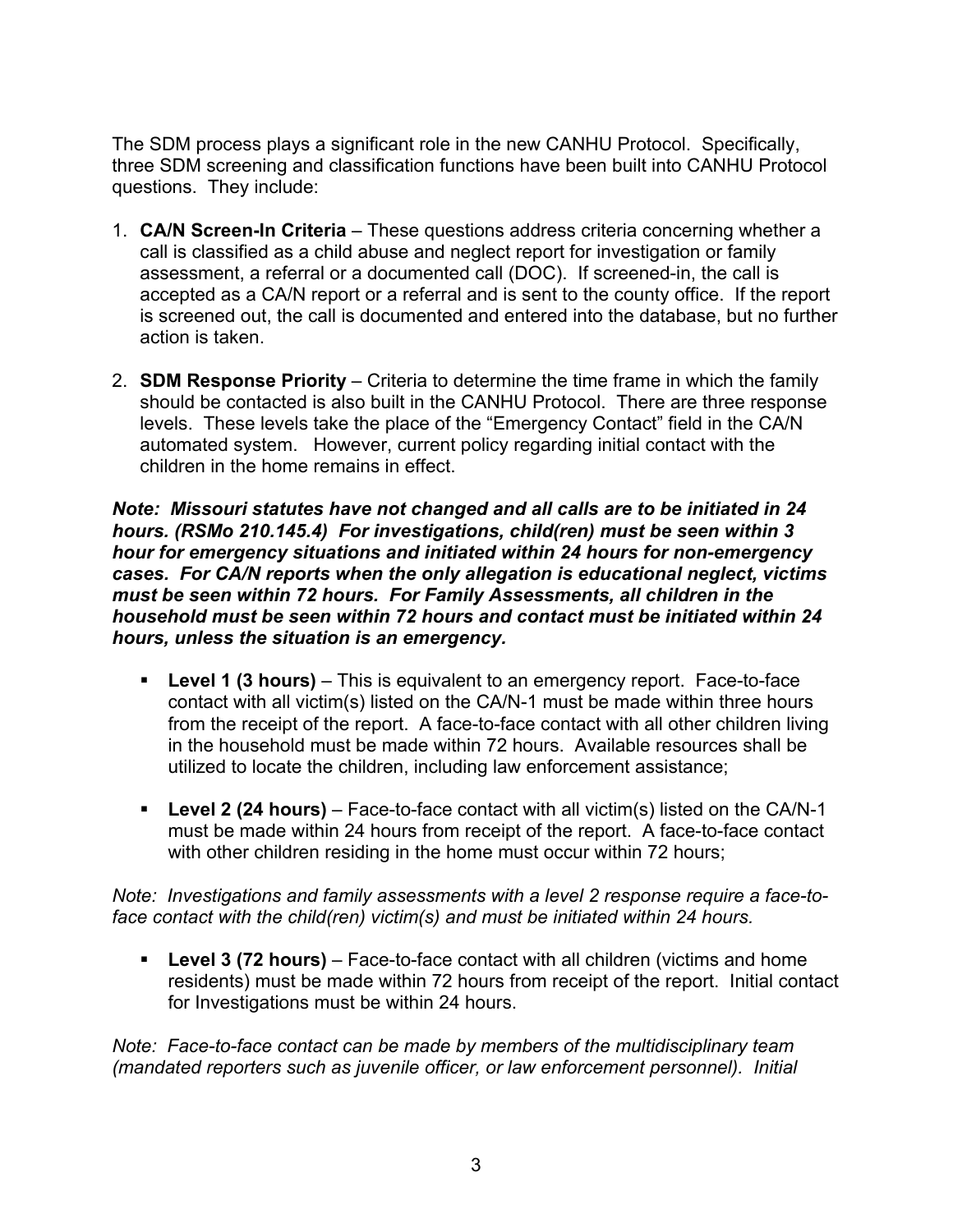The SDM process plays a significant role in the new CANHU Protocol. Specifically, three SDM screening and classification functions have been built into CANHU Protocol questions. They include:

1. **CA/N Screen-In Criteria** – These questions address criteria concerning whether a call is classified as a child abuse and neglect report for investigation or family assessment, a referral or a documented call (DOC). If screened-in, the call is accepted as a CA/N report or a referral and is sent to the county office. If the report is screened out, the call is documented and entered into the database, but no further action is taken.

2. **SDM Response Priority** – Criteria to determine the time frame in which the family should be contacted is also built in the CANHU Protocol. There are three response levels. These levels take the place of the "Emergency Contact" field in the CA/N automated system. However, current policy regarding initial contact with the children in the home remains in effect.

***Note: Missouri statutes have not changed and all calls are to be initiated in 24 hours. (RSMo 210.145.4) For investigations, child(ren) must be seen within 3 hour for emergency situations and initiated within 24 hours for non-emergency cases. For CA/N reports when the only allegation is educational neglect, victims must be seen within 72 hours. For Family Assessments, all children in the household must be seen within 72 hours and contact must be initiated within 24 hours, unless the situation is an emergency.***

- **Level 1 (3 hours)** – This is equivalent to an emergency report. Face-to-face contact with all victim(s) listed on the CA/N-1 must be made within three hours from the receipt of the report. A face-to-face contact with all other children living in the household must be made within 72 hours. Available resources shall be utilized to locate the children, including law enforcement assistance;

- **Level 2 (24 hours)** – Face-to-face contact with all victim(s) listed on the CA/N-1 must be made within 24 hours from receipt of the report. A face-to-face contact with other children residing in the home must occur within 72 hours;

*Note: Investigations and family assessments with a level 2 response require a face-to-face contact with the child(ren) victim(s) and must be initiated within 24 hours.*

- **Level 3 (72 hours)** – Face-to-face contact with all children (victims and home residents) must be made within 72 hours from receipt of the report. Initial contact for Investigations must be within 24 hours.

*Note: Face-to-face contact can be made by members of the multidisciplinary team (mandated reporters such as juvenile officer, or law enforcement personnel). Initial*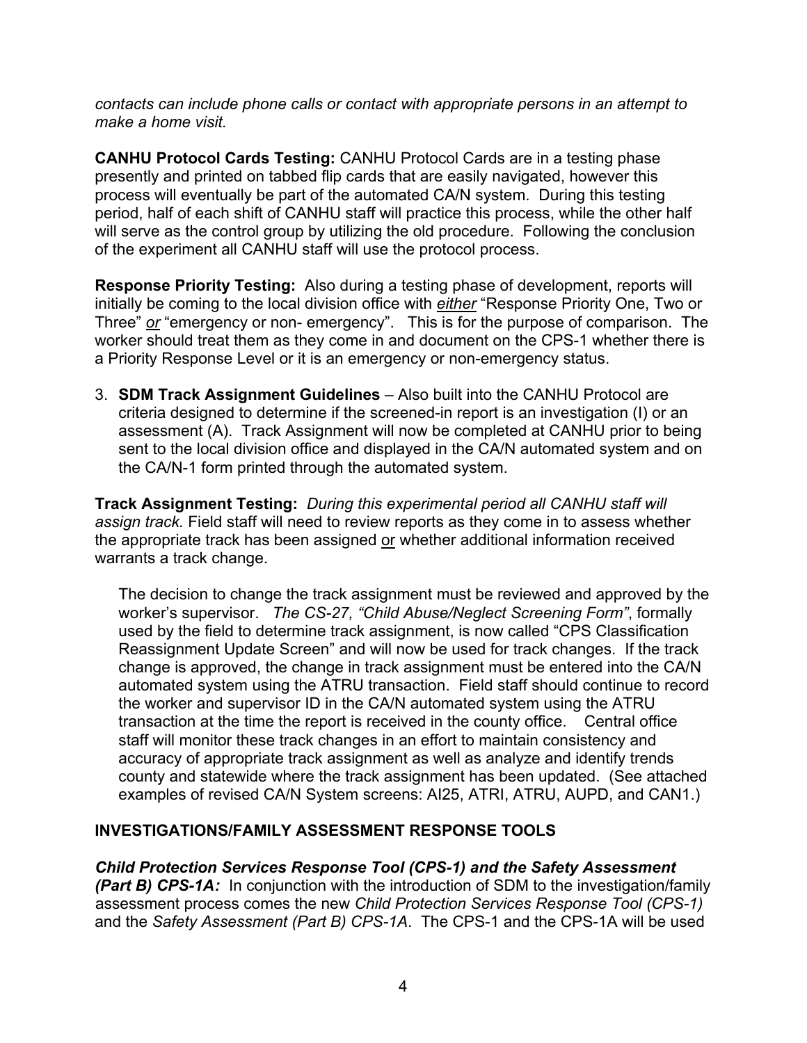*contacts can include phone calls or contact with appropriate persons in an attempt to make a home visit.*

**CANHU Protocol Cards Testing:** CANHU Protocol Cards are in a testing phase presently and printed on tabbed flip cards that are easily navigated, however this process will eventually be part of the automated CA/N system. During this testing period, half of each shift of CANHU staff will practice this process, while the other half will serve as the control group by utilizing the old procedure. Following the conclusion of the experiment all CANHU staff will use the protocol process.

**Response Priority Testing:** Also during a testing phase of development, reports will initially be coming to the local division office with *either* "Response Priority One, Two or Three" *or* "emergency or non- emergency". This is for the purpose of comparison. The worker should treat them as they come in and document on the CPS-1 whether there is a Priority Response Level or it is an emergency or non-emergency status.

3. **SDM Track Assignment Guidelines** – Also built into the CANHU Protocol are criteria designed to determine if the screened-in report is an investigation (I) or an assessment (A). Track Assignment will now be completed at CANHU prior to being sent to the local division office and displayed in the CA/N automated system and on the CA/N-1 form printed through the automated system.

**Track Assignment Testing:** *During this experimental period all CANHU staff will assign track.* Field staff will need to review reports as they come in to assess whether the appropriate track has been assigned or whether additional information received warrants a track change.

The decision to change the track assignment must be reviewed and approved by the worker's supervisor. *The CS-27, "Child Abuse/Neglect Screening Form"*, formally used by the field to determine track assignment, is now called "CPS Classification Reassignment Update Screen" and will now be used for track changes. If the track change is approved, the change in track assignment must be entered into the CA/N automated system using the ATRU transaction. Field staff should continue to record the worker and supervisor ID in the CA/N automated system using the ATRU transaction at the time the report is received in the county office. Central office staff will monitor these track changes in an effort to maintain consistency and accuracy of appropriate track assignment as well as analyze and identify trends county and statewide where the track assignment has been updated. (See attached examples of revised CA/N System screens: AI25, ATRI, ATRU, AUPD, and CAN1.)

## INVESTIGATIONS/FAMILY ASSESSMENT RESPONSE TOOLS

***Child Protection Services Response Tool (CPS-1) and the Safety Assessment (Part B) CPS-1A:*** In conjunction with the introduction of SDM to the investigation/family assessment process comes the new *Child Protection Services Response Tool (CPS-1)* and the *Safety Assessment (Part B) CPS-1A*. The CPS-1 and the CPS-1A will be used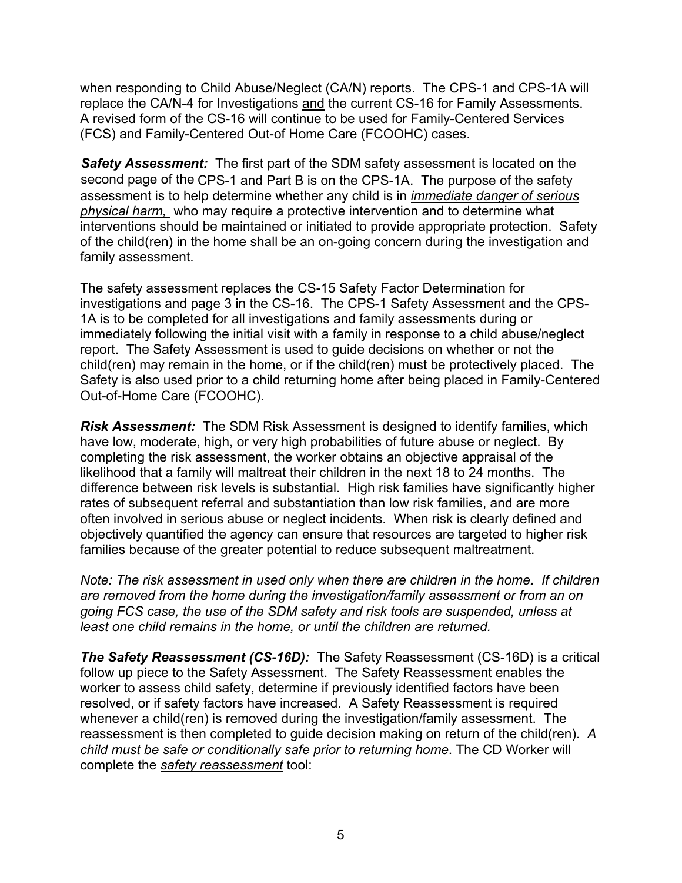when responding to Child Abuse/Neglect (CA/N) reports. The CPS-1 and CPS-1A will replace the CA/N-4 for Investigations <u>and</u> the current CS-16 for Family Assessments. A revised form of the CS-16 will continue to be used for Family-Centered Services (FCS) and Family-Centered Out-of Home Care (FCOOHC) cases.

***Safety Assessment:*** The first part of the SDM safety assessment is located on the second page of the CPS-1 and Part B is on the CPS-1A. The purpose of the safety assessment is to help determine whether any child is in <u>*immediate danger of serious physical harm,*</u> who may require a protective intervention and to determine what interventions should be maintained or initiated to provide appropriate protection. Safety of the child(ren) in the home shall be an on-going concern during the investigation and family assessment.

The safety assessment replaces the CS-15 Safety Factor Determination for investigations and page 3 in the CS-16. The CPS-1 Safety Assessment and the CPS-1A is to be completed for all investigations and family assessments during or immediately following the initial visit with a family in response to a child abuse/neglect report. The Safety Assessment is used to guide decisions on whether or not the child(ren) may remain in the home, or if the child(ren) must be protectively placed. The Safety is also used prior to a child returning home after being placed in Family-Centered Out-of-Home Care (FCOOHC).

***Risk Assessment:*** The SDM Risk Assessment is designed to identify families, which have low, moderate, high, or very high probabilities of future abuse or neglect. By completing the risk assessment, the worker obtains an objective appraisal of the likelihood that a family will maltreat their children in the next 18 to 24 months. The difference between risk levels is substantial. High risk families have significantly higher rates of subsequent referral and substantiation than low risk families, and are more often involved in serious abuse or neglect incidents. When risk is clearly defined and objectively quantified the agency can ensure that resources are targeted to higher risk families because of the greater potential to reduce subsequent maltreatment.

*Note: The risk assessment in used only when there are children in the home**.** If children are removed from the home during the investigation/family assessment or from an on going FCS case, the use of the SDM safety and risk tools are suspended, unless at least one child remains in the home, or until the children are returned.*

***The Safety Reassessment (CS-16D):*** The Safety Reassessment (CS-16D) is a critical follow up piece to the Safety Assessment. The Safety Reassessment enables the worker to assess child safety, determine if previously identified factors have been resolved, or if safety factors have increased. A Safety Reassessment is required whenever a child(ren) is removed during the investigation/family assessment. The reassessment is then completed to guide decision making on return of the child(ren). *A child must be safe or conditionally safe prior to returning home*. The CD Worker will complete the <u>*safety reassessment*</u> tool: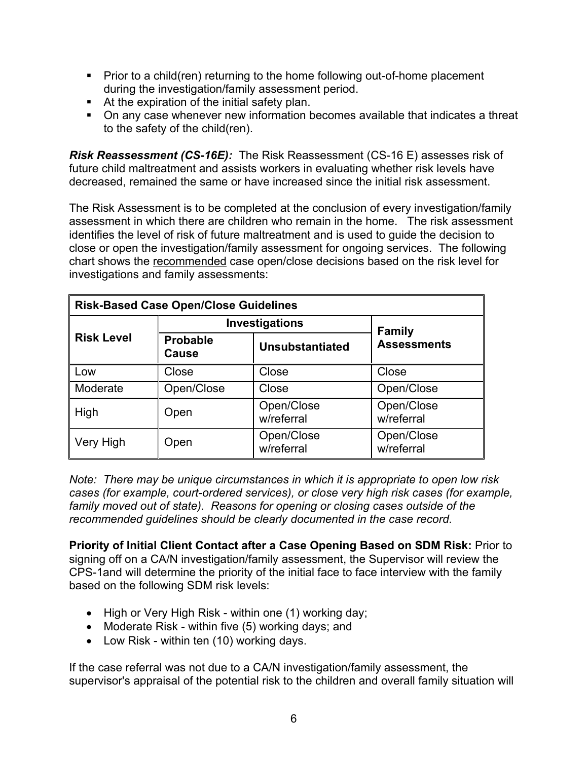- Prior to a child(ren) returning to the home following out-of-home placement during the investigation/family assessment period.
- At the expiration of the initial safety plan.
- On any case whenever new information becomes available that indicates a threat to the safety of the child(ren).

***Risk Reassessment (CS-16E):*** The Risk Reassessment (CS-16 E) assesses risk of future child maltreatment and assists workers in evaluating whether risk levels have decreased, remained the same or have increased since the initial risk assessment.

The Risk Assessment is to be completed at the conclusion of every investigation/family assessment in which there are children who remain in the home. The risk assessment identifies the level of risk of future maltreatment and is used to guide the decision to close or open the investigation/family assessment for ongoing services. The following chart shows the recommended case open/close decisions based on the risk level for investigations and family assessments:

| **Risk-Based Case Open/Close Guidelines** | | | |
|---|---|---|---|
| **Risk Level** | **Investigations** | | **Family Assessments** |
| | **Probable Cause** | **Unsubstantiated** | |
| Low | Close | Close | Close |
| Moderate | Open/Close | Close | Open/Close |
| High | Open | Open/Close w/referral | Open/Close w/referral |
| Very High | Open | Open/Close w/referral | Open/Close w/referral |

*Note: There may be unique circumstances in which it is appropriate to open low risk cases (for example, court-ordered services), or close very high risk cases (for example, family moved out of state). Reasons for opening or closing cases outside of the recommended guidelines should be clearly documented in the case record.*

**Priority of Initial Client Contact after a Case Opening Based on SDM Risk:** Prior to signing off on a CA/N investigation/family assessment, the Supervisor will review the CPS-1and will determine the priority of the initial face to face interview with the family based on the following SDM risk levels:

- High or Very High Risk - within one (1) working day;
- Moderate Risk - within five (5) working days; and
- Low Risk - within ten (10) working days.

If the case referral was not due to a CA/N investigation/family assessment, the supervisor's appraisal of the potential risk to the children and overall family situation will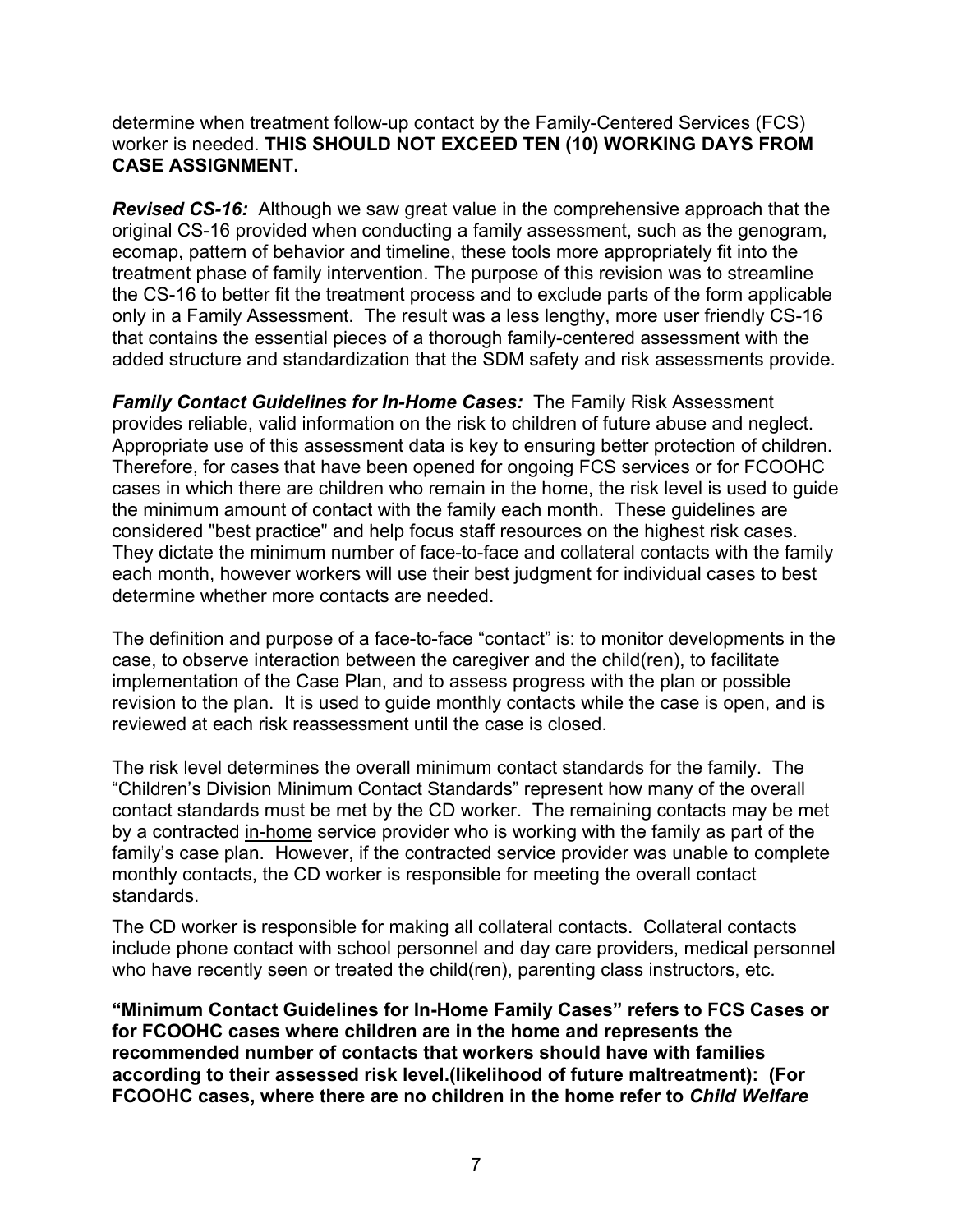determine when treatment follow-up contact by the Family-Centered Services (FCS) worker is needed. **THIS SHOULD NOT EXCEED TEN (10) WORKING DAYS FROM CASE ASSIGNMENT.**

***Revised CS-16:*** Although we saw great value in the comprehensive approach that the original CS-16 provided when conducting a family assessment, such as the genogram, ecomap, pattern of behavior and timeline, these tools more appropriately fit into the treatment phase of family intervention. The purpose of this revision was to streamline the CS-16 to better fit the treatment process and to exclude parts of the form applicable only in a Family Assessment. The result was a less lengthy, more user friendly CS-16 that contains the essential pieces of a thorough family-centered assessment with the added structure and standardization that the SDM safety and risk assessments provide.

***Family Contact Guidelines for In-Home Cases:*** The Family Risk Assessment provides reliable, valid information on the risk to children of future abuse and neglect. Appropriate use of this assessment data is key to ensuring better protection of children. Therefore, for cases that have been opened for ongoing FCS services or for FCOOHC cases in which there are children who remain in the home, the risk level is used to guide the minimum amount of contact with the family each month. These guidelines are considered "best practice" and help focus staff resources on the highest risk cases. They dictate the minimum number of face-to-face and collateral contacts with the family each month, however workers will use their best judgment for individual cases to best determine whether more contacts are needed.

The definition and purpose of a face-to-face "contact" is: to monitor developments in the case, to observe interaction between the caregiver and the child(ren), to facilitate implementation of the Case Plan, and to assess progress with the plan or possible revision to the plan. It is used to guide monthly contacts while the case is open, and is reviewed at each risk reassessment until the case is closed.

The risk level determines the overall minimum contact standards for the family. The "Children's Division Minimum Contact Standards" represent how many of the overall contact standards must be met by the CD worker. The remaining contacts may be met by a contracted in-home service provider who is working with the family as part of the family's case plan. However, if the contracted service provider was unable to complete monthly contacts, the CD worker is responsible for meeting the overall contact standards.

The CD worker is responsible for making all collateral contacts. Collateral contacts include phone contact with school personnel and day care providers, medical personnel who have recently seen or treated the child(ren), parenting class instructors, etc.

**"Minimum Contact Guidelines for In-Home Family Cases" refers to FCS Cases or for FCOOHC cases where children are in the home and represents the recommended number of contacts that workers should have with families according to their assessed risk level.(likelihood of future maltreatment): (For FCOOHC cases, where there are no children in the home refer to *Child Welfare***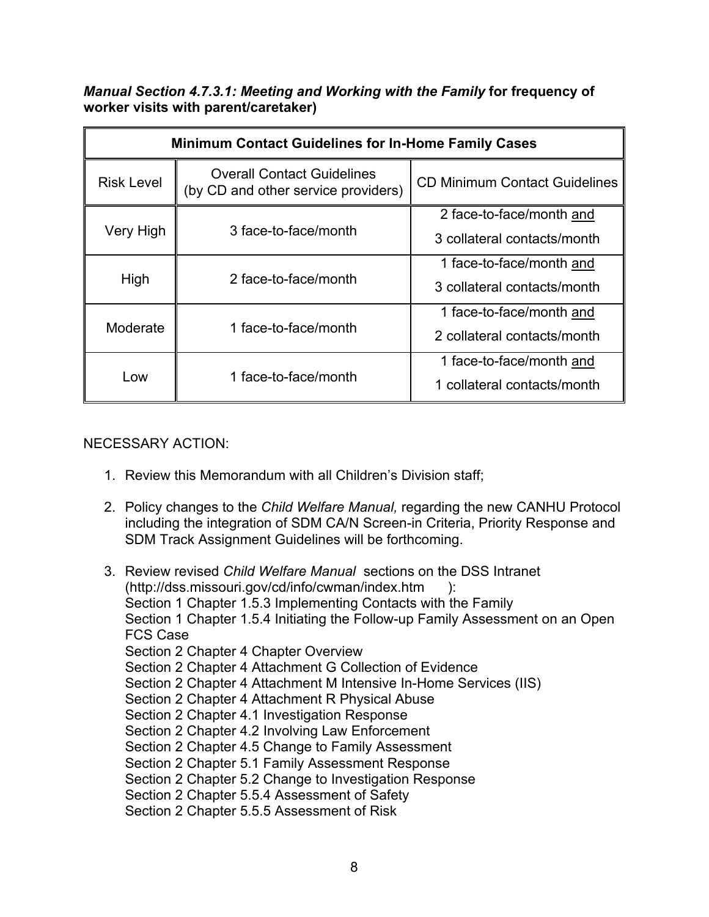***Manual Section 4.7.3.1: Meeting and Working with the Family*** **for frequency of worker visits with parent/caretaker)**

| Minimum Contact Guidelines for In-Home Family Cases | | |
|---|---|---|
| Risk Level | Overall Contact Guidelines (by CD and other service providers) | CD Minimum Contact Guidelines |
| Very High | 3 face-to-face/month | 2 face-to-face/month <u>and</u> 3 collateral contacts/month |
| High | 2 face-to-face/month | 1 face-to-face/month <u>and</u> 3 collateral contacts/month |
| Moderate | 1 face-to-face/month | 1 face-to-face/month <u>and</u> 2 collateral contacts/month |
| Low | 1 face-to-face/month | 1 face-to-face/month <u>and</u> 1 collateral contacts/month |

NECESSARY ACTION:

1. Review this Memorandum with all Children's Division staff;

2. Policy changes to the *Child Welfare Manual,* regarding the new CANHU Protocol including the integration of SDM CA/N Screen-in Criteria, Priority Response and SDM Track Assignment Guidelines will be forthcoming.

3. Review revised *Child Welfare Manual* sections on the DSS Intranet (http://dss.missouri.gov/cd/info/cwman/index.htm ):
   Section 1 Chapter 1.5.3 Implementing Contacts with the Family
   Section 1 Chapter 1.5.4 Initiating the Follow-up Family Assessment on an Open FCS Case
   Section 2 Chapter 4 Chapter Overview
   Section 2 Chapter 4 Attachment G Collection of Evidence
   Section 2 Chapter 4 Attachment M Intensive In-Home Services (IIS)
   Section 2 Chapter 4 Attachment R Physical Abuse
   Section 2 Chapter 4.1 Investigation Response
   Section 2 Chapter 4.2 Involving Law Enforcement
   Section 2 Chapter 4.5 Change to Family Assessment
   Section 2 Chapter 5.1 Family Assessment Response
   Section 2 Chapter 5.2 Change to Investigation Response
   Section 2 Chapter 5.5.4 Assessment of Safety
   Section 2 Chapter 5.5.5 Assessment of Risk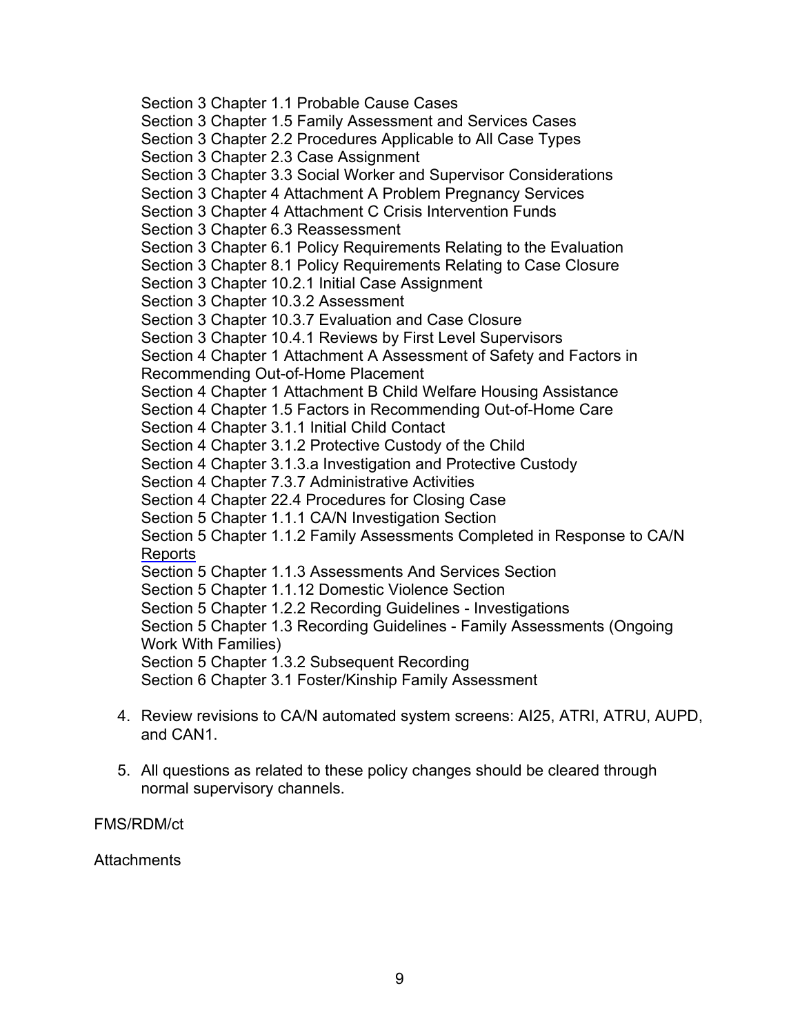Section 3 Chapter 1.1 Probable Cause Cases
Section 3 Chapter 1.5 Family Assessment and Services Cases
Section 3 Chapter 2.2 Procedures Applicable to All Case Types
Section 3 Chapter 2.3 Case Assignment
Section 3 Chapter 3.3 Social Worker and Supervisor Considerations
Section 3 Chapter 4 Attachment A Problem Pregnancy Services
Section 3 Chapter 4 Attachment C Crisis Intervention Funds
Section 3 Chapter 6.3 Reassessment
Section 3 Chapter 6.1 Policy Requirements Relating to the Evaluation
Section 3 Chapter 8.1 Policy Requirements Relating to Case Closure
Section 3 Chapter 10.2.1 Initial Case Assignment
Section 3 Chapter 10.3.2 Assessment
Section 3 Chapter 10.3.7 Evaluation and Case Closure
Section 3 Chapter 10.4.1 Reviews by First Level Supervisors
Section 4 Chapter 1 Attachment A Assessment of Safety and Factors in Recommending Out-of-Home Placement
Section 4 Chapter 1 Attachment B Child Welfare Housing Assistance
Section 4 Chapter 1.5 Factors in Recommending Out-of-Home Care
Section 4 Chapter 3.1.1 Initial Child Contact
Section 4 Chapter 3.1.2 Protective Custody of the Child
Section 4 Chapter 3.1.3.a Investigation and Protective Custody
Section 4 Chapter 7.3.7 Administrative Activities
Section 4 Chapter 22.4 Procedures for Closing Case
Section 5 Chapter 1.1.1 CA/N Investigation Section
Section 5 Chapter 1.1.2 Family Assessments Completed in Response to CA/N Reports
Section 5 Chapter 1.1.3 Assessments And Services Section
Section 5 Chapter 1.1.12 Domestic Violence Section
Section 5 Chapter 1.2.2 Recording Guidelines - Investigations
Section 5 Chapter 1.3 Recording Guidelines - Family Assessments (Ongoing Work With Families)
Section 5 Chapter 1.3.2 Subsequent Recording
Section 6 Chapter 3.1 Foster/Kinship Family Assessment

4. Review revisions to CA/N automated system screens: AI25, ATRI, ATRU, AUPD, and CAN1.

5. All questions as related to these policy changes should be cleared through normal supervisory channels.

FMS/RDM/ct

Attachments